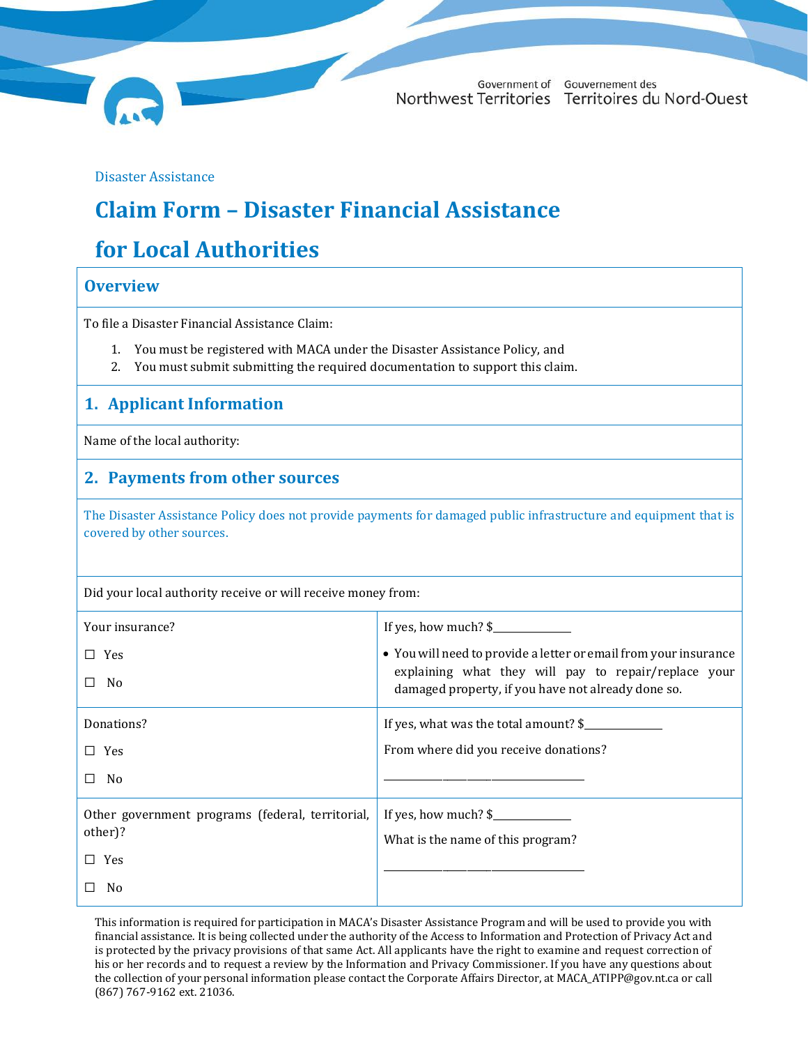Government of Northwest Territories | Gouvernement des Territoires du Nord-Ouest

Disaster Assistance

# Claim Form – Disaster Financial Assistance for Local Authorities

## Overview

To file a Disaster Financial Assistance Claim:

1. You must be registered with MACA under the Disaster Assistance Policy, and
2. You must submit submitting the required documentation to support this claim.

## 1. Applicant Information

Name of the local authority:

## 2. Payments from other sources

The Disaster Assistance Policy does not provide payments for damaged public infrastructure and equipment that is covered by other sources.

Did your local authority receive or will receive money from:

| | |
|---|---|
| Your insurance?<br><br>☐ Yes<br><br>☐ No | If yes, how much? $_____________<br><br>• You will need to provide a letter or email from your insurance explaining what they will pay to repair/replace your damaged property, if you have not already done so. |
| Donations?<br><br>☐ Yes<br><br>☐ No | If yes, what was the total amount? $_____________<br><br>From where did you receive donations?<br><br>_____________________________________ |
| Other government programs (federal, territorial, other)?<br><br>☐ Yes<br><br>☐ No | If yes, how much? $_____________<br><br>What is the name of this program?<br><br>_____________________________________ |

This information is required for participation in MACA's Disaster Assistance Program and will be used to provide you with financial assistance. It is being collected under the authority of the Access to Information and Protection of Privacy Act and is protected by the privacy provisions of that same Act. All applicants have the right to examine and request correction of his or her records and to request a review by the Information and Privacy Commissioner. If you have any questions about the collection of your personal information please contact the Corporate Affairs Director, at MACA_ATIPP@gov.nt.ca or call (867) 767-9162 ext. 21036.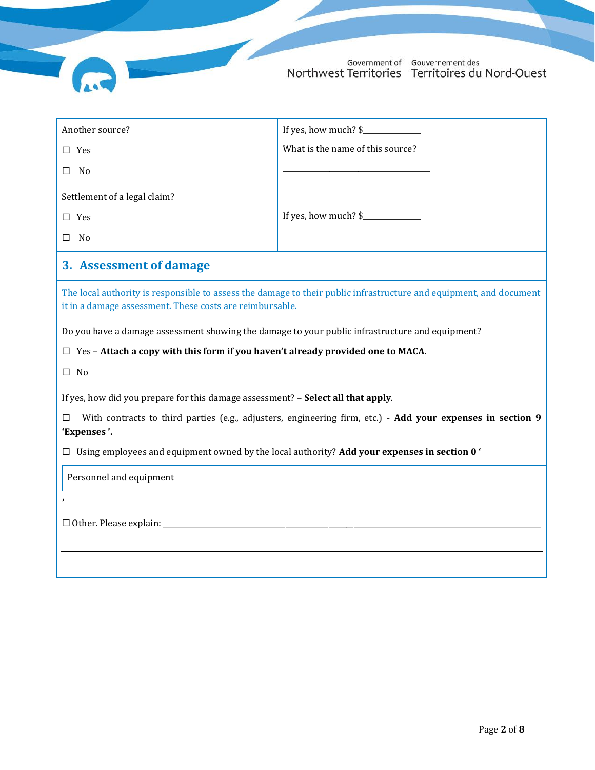| Another source? | If yes, how much? $____________ |
| --- | --- |
| ☐ Yes<br>☐ No | What is the name of this source?<br>________________________________ |
| Settlement of a legal claim?<br>☐ Yes<br>☐ No | If yes, how much? $____________ |

## 3. Assessment of damage

The local authority is responsible to assess the damage to their public infrastructure and equipment, and document it in a damage assessment. These costs are reimbursable.

Do you have a damage assessment showing the damage to your public infrastructure and equipment?

☐ Yes – **Attach a copy with this form if you haven't already provided one to MACA**.

☐ No

If yes, how did you prepare for this damage assessment? – **Select all that apply**.

☐ With contracts to third parties (e.g., adjusters, engineering firm, etc.) - **Add your expenses in section 9 'Expenses'.**

☐ Using employees and equipment owned by the local authority? **Add your expenses in section 0 '**

Personnel and equipment

'

☐ Other. Please explain: ____________________________________________________________

________________________________________________________________________________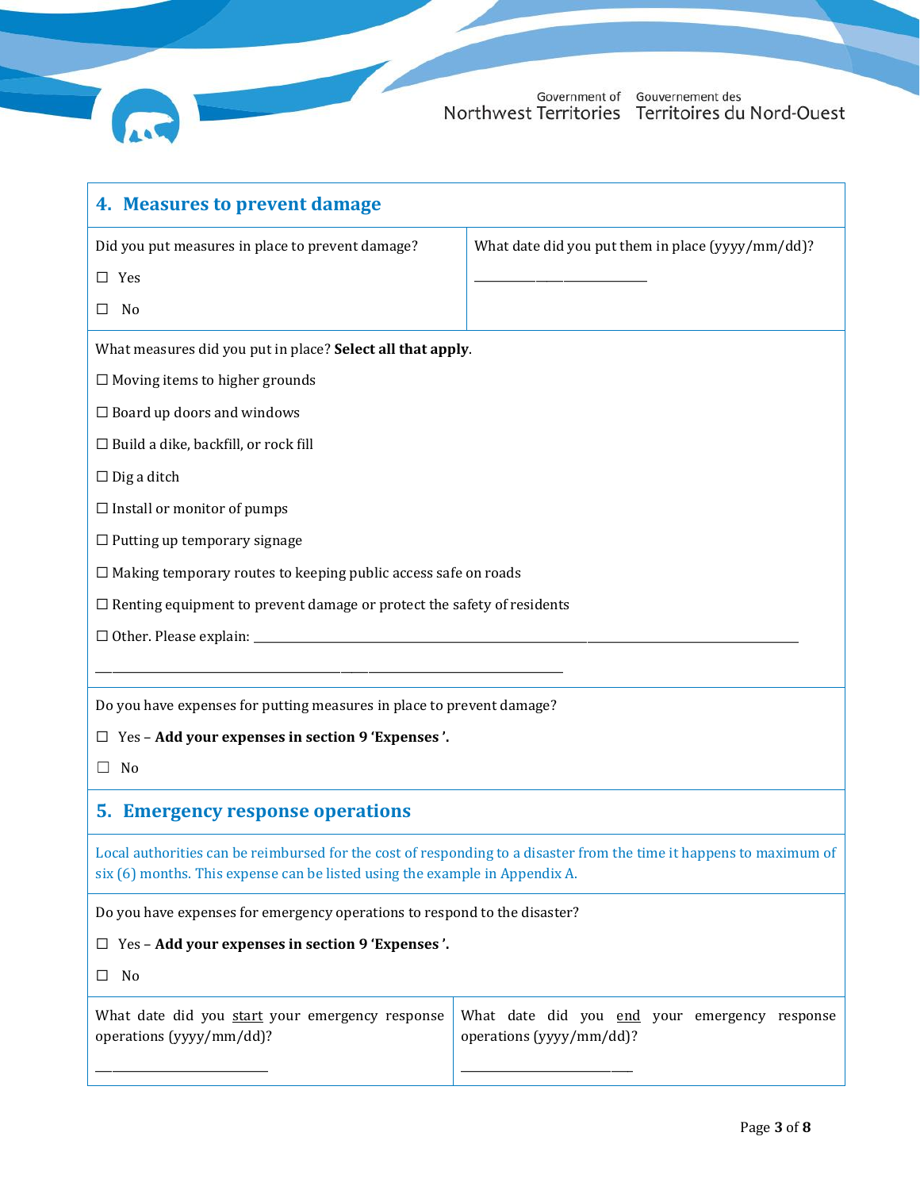## 4. Measures to prevent damage

Did you put measures in place to prevent damage?

☐ Yes

☐ No

What date did you put them in place (yyyy/mm/dd)?

______________________________

What measures did you put in place? **Select all that apply**.

☐ Moving items to higher grounds

☐ Board up doors and windows

☐ Build a dike, backfill, or rock fill

☐ Dig a ditch

☐ Install or monitor of pumps

☐ Putting up temporary signage

☐ Making temporary routes to keeping public access safe on roads

☐ Renting equipment to prevent damage or protect the safety of residents

☐ Other. Please explain: ____________________________________________________________

____________________________________________________________

Do you have expenses for putting measures in place to prevent damage?

☐ Yes – **Add your expenses in section 9 'Expenses'.**

☐ No

## 5. Emergency response operations

Local authorities can be reimbursed for the cost of responding to a disaster from the time it happens to maximum of six (6) months. This expense can be listed using the example in Appendix A.

Do you have expenses for emergency operations to respond to the disaster?

☐ Yes – **Add your expenses in section 9 'Expenses'.**

☐ No

What date did you start your emergency response operations (yyyy/mm/dd)?

______________________________

What date did you end your emergency response operations (yyyy/mm/dd)?

______________________________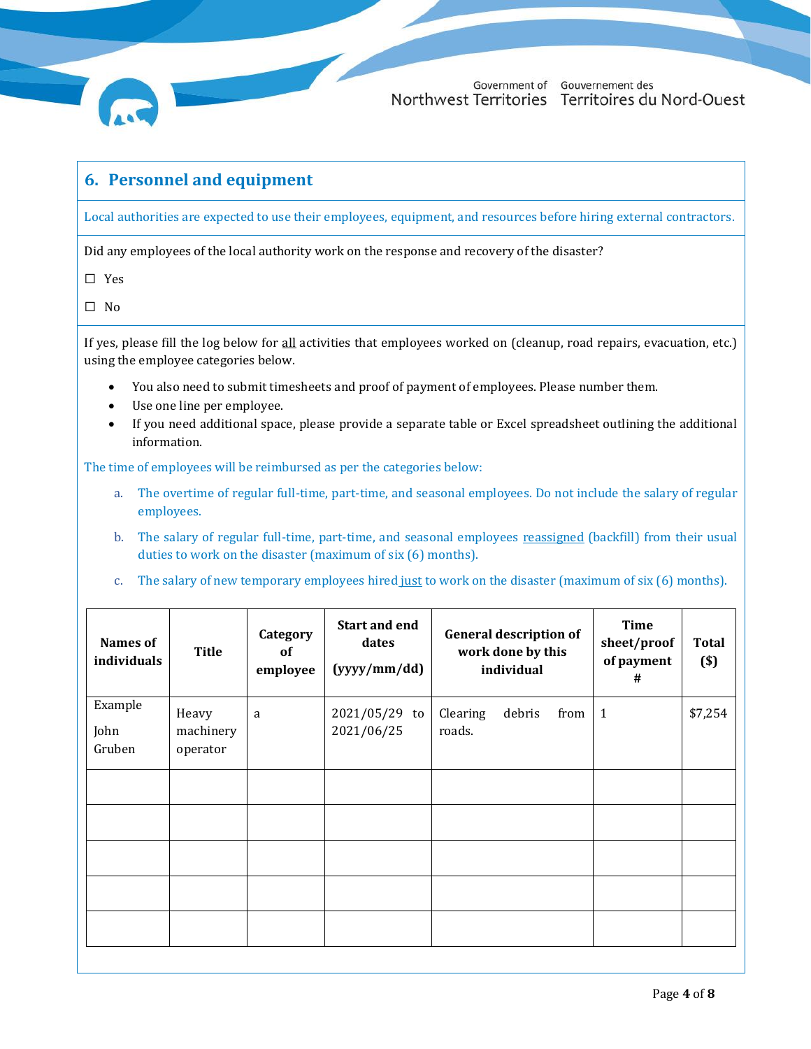## 6. Personnel and equipment

Local authorities are expected to use their employees, equipment, and resources before hiring external contractors.

Did any employees of the local authority work on the response and recovery of the disaster?

☐ Yes

☐ No

If yes, please fill the log below for all activities that employees worked on (cleanup, road repairs, evacuation, etc.) using the employee categories below.

- You also need to submit timesheets and proof of payment of employees. Please number them.
- Use one line per employee.
- If you need additional space, please provide a separate table or Excel spreadsheet outlining the additional information.

The time of employees will be reimbursed as per the categories below:

a. The overtime of regular full-time, part-time, and seasonal employees. Do not include the salary of regular employees.

b. The salary of regular full-time, part-time, and seasonal employees reassigned (backfill) from their usual duties to work on the disaster (maximum of six (6) months).

c. The salary of new temporary employees hired just to work on the disaster (maximum of six (6) months).

| Names of individuals | Title | Category of employee | Start and end dates (yyyy/mm/dd) | General description of work done by this individual | Time sheet/proof of payment # | Total ($) |
|---|---|---|---|---|---|---|
| Example John Gruben | Heavy machinery operator | a | 2021/05/29 to 2021/06/25 | Clearing debris from roads. | 1 | $7,254 |
| | | | | | | |
| | | | | | | |
| | | | | | | |
| | | | | | | |
| | | | | | | |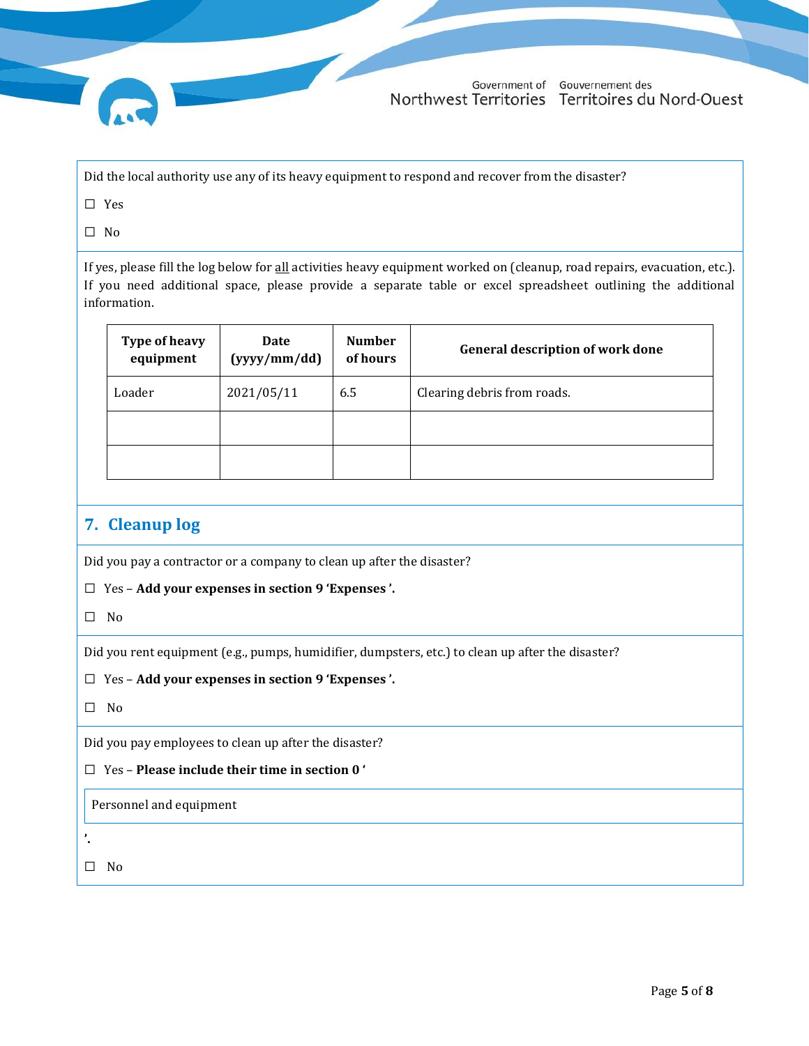Did the local authority use any of its heavy equipment to respond and recover from the disaster?

☐ Yes

☐ No

If yes, please fill the log below for all activities heavy equipment worked on (cleanup, road repairs, evacuation, etc.). If you need additional space, please provide a separate table or excel spreadsheet outlining the additional information.

| Type of heavy equipment | Date (yyyy/mm/dd) | Number of hours | General description of work done |
|---|---|---|---|
| Loader | 2021/05/11 | 6.5 | Clearing debris from roads. |
| | | | |
| | | | |

## 7. Cleanup log

Did you pay a contractor or a company to clean up after the disaster?

☐ Yes – **Add your expenses in section 9 'Expenses'.**

☐ No

Did you rent equipment (e.g., pumps, humidifier, dumpsters, etc.) to clean up after the disaster?

☐ Yes – **Add your expenses in section 9 'Expenses'.**

☐ No

Did you pay employees to clean up after the disaster?

☐ Yes – **Please include their time in section 0 '**

Personnel and equipment

'.

☐ No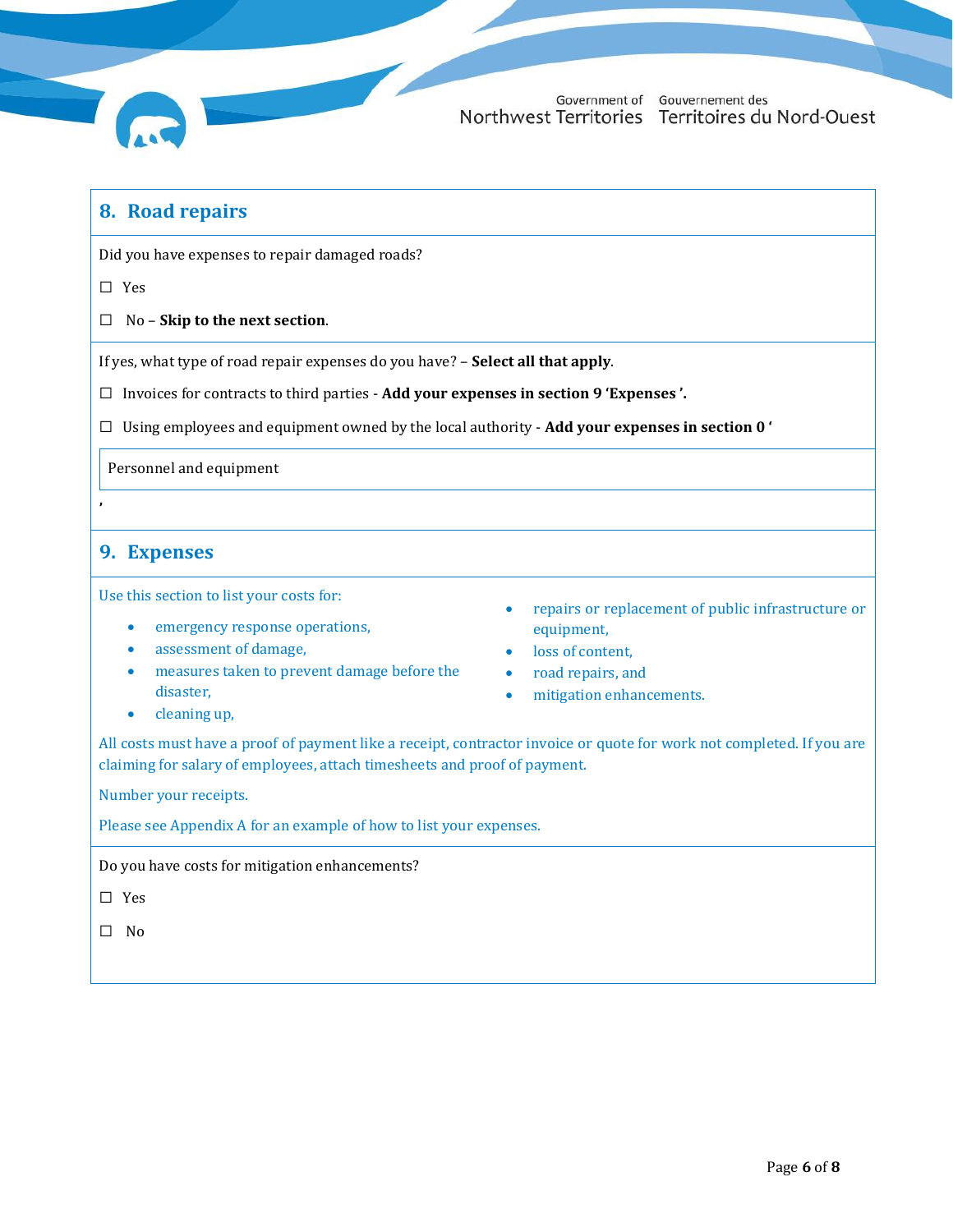## 8. Road repairs

Did you have expenses to repair damaged roads?

☐ Yes

☐ No – **Skip to the next section**.

If yes, what type of road repair expenses do you have? – **Select all that apply**.

☐ Invoices for contracts to third parties - **Add your expenses in section 9 'Expenses '.**

☐ Using employees and equipment owned by the local authority - **Add your expenses in section 0 '**

Personnel and equipment

'

## 9. Expenses

Use this section to list your costs for:

- emergency response operations,
- assessment of damage,
- measures taken to prevent damage before the disaster,
- cleaning up,
- repairs or replacement of public infrastructure or equipment,
- loss of content,
- road repairs, and
- mitigation enhancements.

All costs must have a proof of payment like a receipt, contractor invoice or quote for work not completed. If you are claiming for salary of employees, attach timesheets and proof of payment.

Number your receipts.

Please see Appendix A for an example of how to list your expenses.

Do you have costs for mitigation enhancements?

☐ Yes

☐ No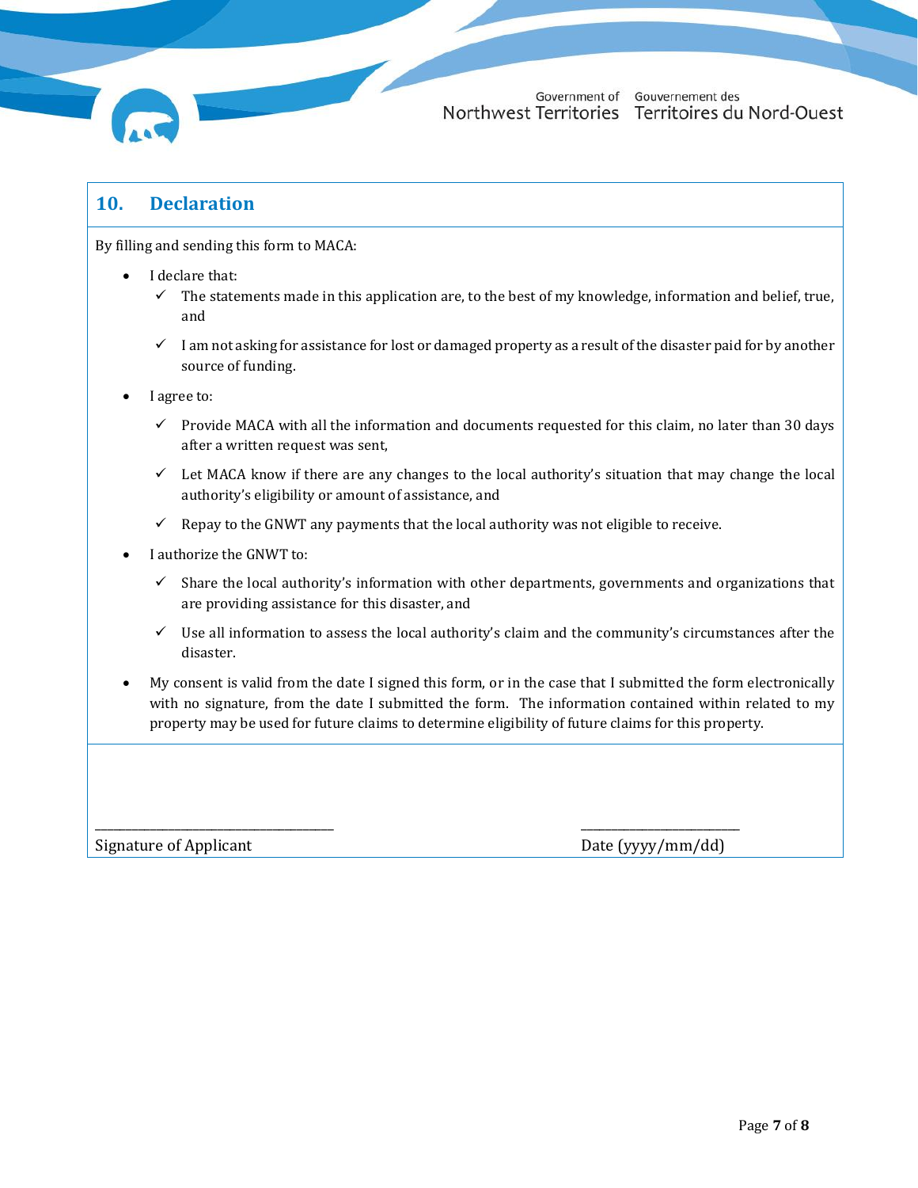## 10. Declaration

By filling and sending this form to MACA:

- I declare that:
  - ✓ The statements made in this application are, to the best of my knowledge, information and belief, true, and
  - ✓ I am not asking for assistance for lost or damaged property as a result of the disaster paid for by another source of funding.
- I agree to:
  - ✓ Provide MACA with all the information and documents requested for this claim, no later than 30 days after a written request was sent,
  - ✓ Let MACA know if there are any changes to the local authority's situation that may change the local authority's eligibility or amount of assistance, and
  - ✓ Repay to the GNWT any payments that the local authority was not eligible to receive.
- I authorize the GNWT to:
  - ✓ Share the local authority's information with other departments, governments and organizations that are providing assistance for this disaster, and
  - ✓ Use all information to assess the local authority's claim and the community's circumstances after the disaster.
- My consent is valid from the date I signed this form, or in the case that I submitted the form electronically with no signature, from the date I submitted the form. The information contained within related to my property may be used for future claims to determine eligibility of future claims for this property.

\_\_\_\_\_\_\_\_\_\_\_\_\_\_\_\_\_\_\_\_\_\_\_\_\_\_\_\_\_\_\_\_\_\_\_\_\_\_\_\_
Signature of Applicant

\_\_\_\_\_\_\_\_\_\_\_\_\_\_\_\_\_\_\_\_\_\_\_\_\_\_
Date (yyyy/mm/dd)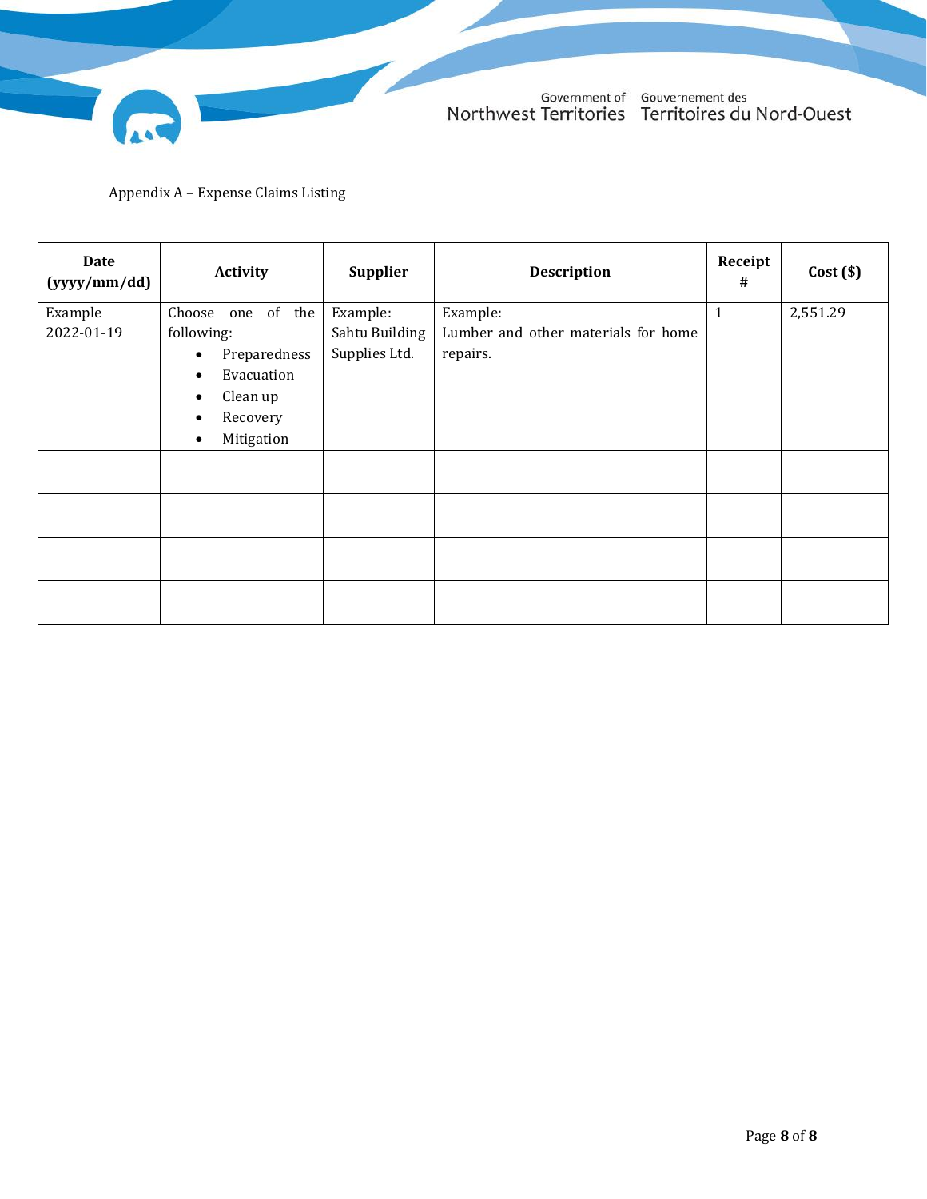Appendix A – Expense Claims Listing

| Date (yyyy/mm/dd) | Activity | Supplier | Description | Receipt # | Cost ($) |
|---|---|---|---|---|---|
| Example 2022-01-19 | Choose one of the following: <br>• Preparedness <br>• Evacuation <br>• Clean up <br>• Recovery <br>• Mitigation | Example: Sahtu Building Supplies Ltd. | Example: Lumber and other materials for home repairs. | 1 | 2,551.29 |
| | | | | | |
| | | | | | |
| | | | | | |
| | | | | | |